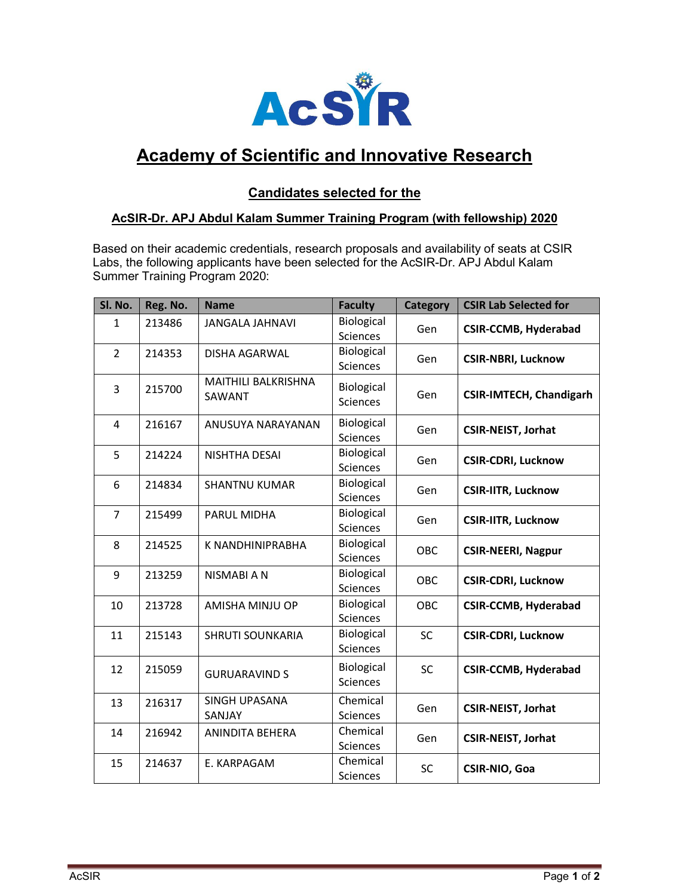AcSIR

# Academy of Scientific and Innovative Research

## Candidates selected for the

### AcSIR-Dr. APJ Abdul Kalam Summer Training Program (with fellowship) 2020

Based on their academic credentials, research proposals and availability of seats at CSIR Labs, the following applicants have been selected for the AcSIR-Dr. APJ Abdul Kalam Summer Training Program 2020:

| Sl. No. | Reg. No. | Name | Faculty | Category | CSIR Lab Selected for |
|---|---|---|---|---|---|
| 1 | 213486 | JANGALA JAHNAVI | Biological Sciences | Gen | **CSIR-CCMB, Hyderabad** |
| 2 | 214353 | DISHA AGARWAL | Biological Sciences | Gen | **CSIR-NBRI, Lucknow** |
| 3 | 215700 | MAITHILI BALKRISHNA SAWANT | Biological Sciences | Gen | **CSIR-IMTECH, Chandigarh** |
| 4 | 216167 | ANUSUYA NARAYANAN | Biological Sciences | Gen | **CSIR-NEIST, Jorhat** |
| 5 | 214224 | NISHTHA DESAI | Biological Sciences | Gen | **CSIR-CDRI, Lucknow** |
| 6 | 214834 | SHANTNU KUMAR | Biological Sciences | Gen | **CSIR-IITR, Lucknow** |
| 7 | 215499 | PARUL MIDHA | Biological Sciences | Gen | **CSIR-IITR, Lucknow** |
| 8 | 214525 | K NANDHINIPRABHA | Biological Sciences | OBC | **CSIR-NEERI, Nagpur** |
| 9 | 213259 | NISMABI A N | Biological Sciences | OBC | **CSIR-CDRI, Lucknow** |
| 10 | 213728 | AMISHA MINJU OP | Biological Sciences | OBC | **CSIR-CCMB, Hyderabad** |
| 11 | 215143 | SHRUTI SOUNKARIA | Biological Sciences | SC | **CSIR-CDRI, Lucknow** |
| 12 | 215059 | GURUARAVIND S | Biological Sciences | SC | **CSIR-CCMB, Hyderabad** |
| 13 | 216317 | SINGH UPASANA SANJAY | Chemical Sciences | Gen | **CSIR-NEIST, Jorhat** |
| 14 | 216942 | ANINDITA BEHERA | Chemical Sciences | Gen | **CSIR-NEIST, Jorhat** |
| 15 | 214637 | E. KARPAGAM | Chemical Sciences | SC | **CSIR-NIO, Goa** |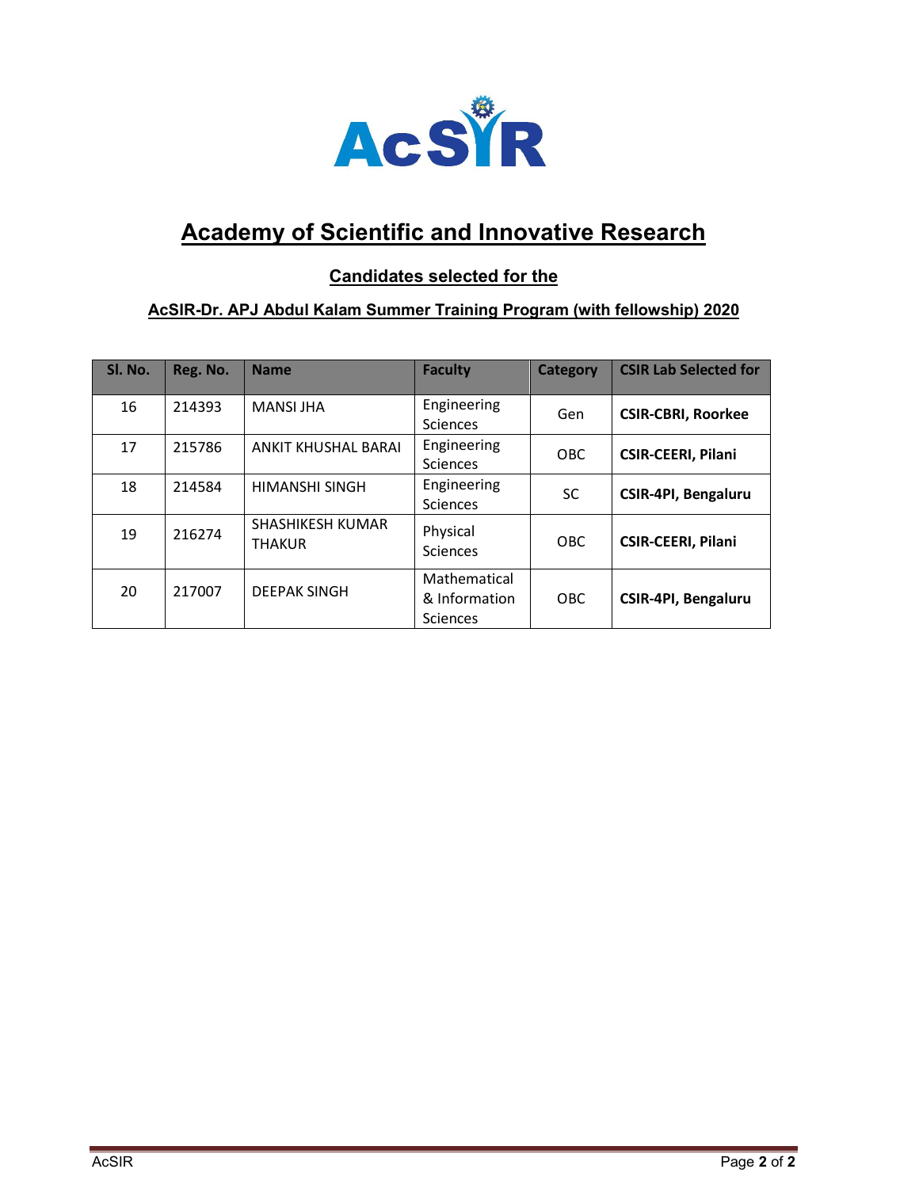AcSIR

# Academy of Scientific and Innovative Research

## Candidates selected for the

### AcSIR-Dr. APJ Abdul Kalam Summer Training Program (with fellowship) 2020

| Sl. No. | Reg. No. | Name | Faculty | Category | CSIR Lab Selected for |
|---|---|---|---|---|---|
| 16 | 214393 | MANSI JHA | Engineering Sciences | Gen | **CSIR-CBRI, Roorkee** |
| 17 | 215786 | ANKIT KHUSHAL BARAI | Engineering Sciences | OBC | **CSIR-CEERI, Pilani** |
| 18 | 214584 | HIMANSHI SINGH | Engineering Sciences | SC | **CSIR-4PI, Bengaluru** |
| 19 | 216274 | SHASHIKESH KUMAR THAKUR | Physical Sciences | OBC | **CSIR-CEERI, Pilani** |
| 20 | 217007 | DEEPAK SINGH | Mathematical & Information Sciences | OBC | **CSIR-4PI, Bengaluru** |